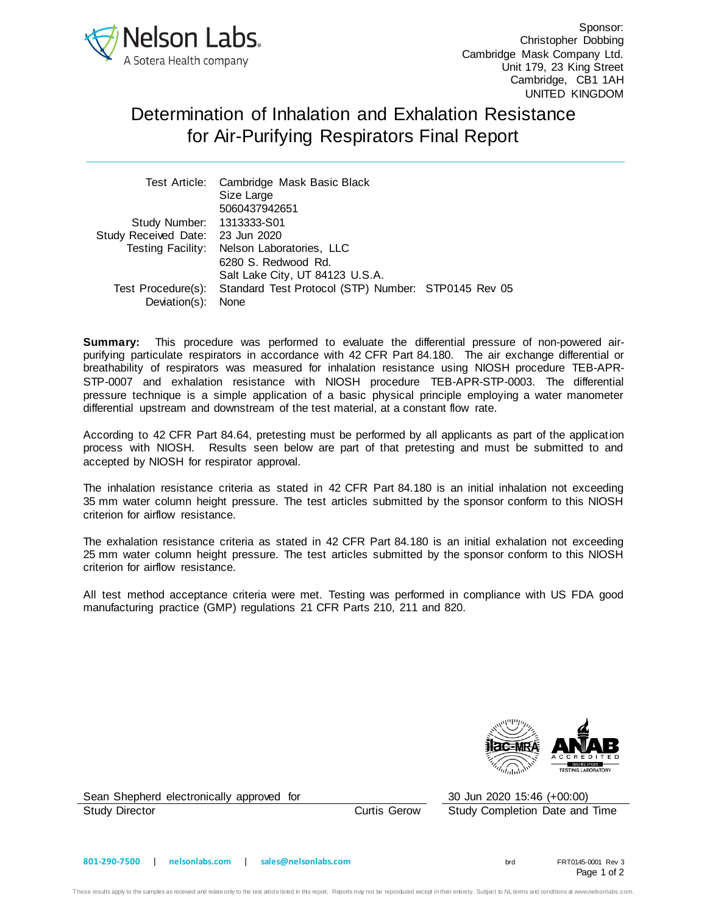Sponsor:
Christopher Dobbing
Cambridge Mask Company Ltd.
Unit 179, 23 King Street
Cambridge, CB1 1AH
UNITED KINGDOM

# Determination of Inhalation and Exhalation Resistance for Air-Purifying Respirators Final Report

| | |
|---|---|
| Test Article: | Cambridge Mask Basic Black<br>Size Large<br>5060437942651 |
| Study Number: | 1313333-S01 |
| Study Received Date: | 23 Jun 2020 |
| Testing Facility: | Nelson Laboratories, LLC<br>6280 S. Redwood Rd.<br>Salt Lake City, UT 84123 U.S.A. |
| Test Procedure(s): | Standard Test Protocol (STP) Number: STP0145 Rev 05 |
| Deviation(s): | None |

**Summary:** This procedure was performed to evaluate the differential pressure of non-powered air-purifying particulate respirators in accordance with 42 CFR Part 84.180. The air exchange differential or breathability of respirators was measured for inhalation resistance using NIOSH procedure TEB-APR-STP-0007 and exhalation resistance with NIOSH procedure TEB-APR-STP-0003. The differential pressure technique is a simple application of a basic physical principle employing a water manometer differential upstream and downstream of the test material, at a constant flow rate.

According to 42 CFR Part 84.64, pretesting must be performed by all applicants as part of the application process with NIOSH. Results seen below are part of that pretesting and must be submitted to and accepted by NIOSH for respirator approval.

The inhalation resistance criteria as stated in 42 CFR Part 84.180 is an initial inhalation not exceeding 35 mm water column height pressure. The test articles submitted by the sponsor conform to this NIOSH criterion for airflow resistance.

The exhalation resistance criteria as stated in 42 CFR Part 84.180 is an initial exhalation not exceeding 25 mm water column height pressure. The test articles submitted by the sponsor conform to this NIOSH criterion for airflow resistance.

All test method acceptance criteria were met. Testing was performed in compliance with US FDA good manufacturing practice (GMP) regulations 21 CFR Parts 210, 211 and 820.

Sean Shepherd electronically approved for Curtis Gerow
Study Director

30 Jun 2020 15:46 (+00:00)
Study Completion Date and Time

801-290-7500 | nelsonlabs.com | sales@nelsonlabs.com

brd FRT0145-0001 Rev 3

These results apply to the samples as received and relate only to the test article listed in this report. Reports may not be reproduced except in their entirety. Subject to NL terms and conditions at www.nelsonlabs.com.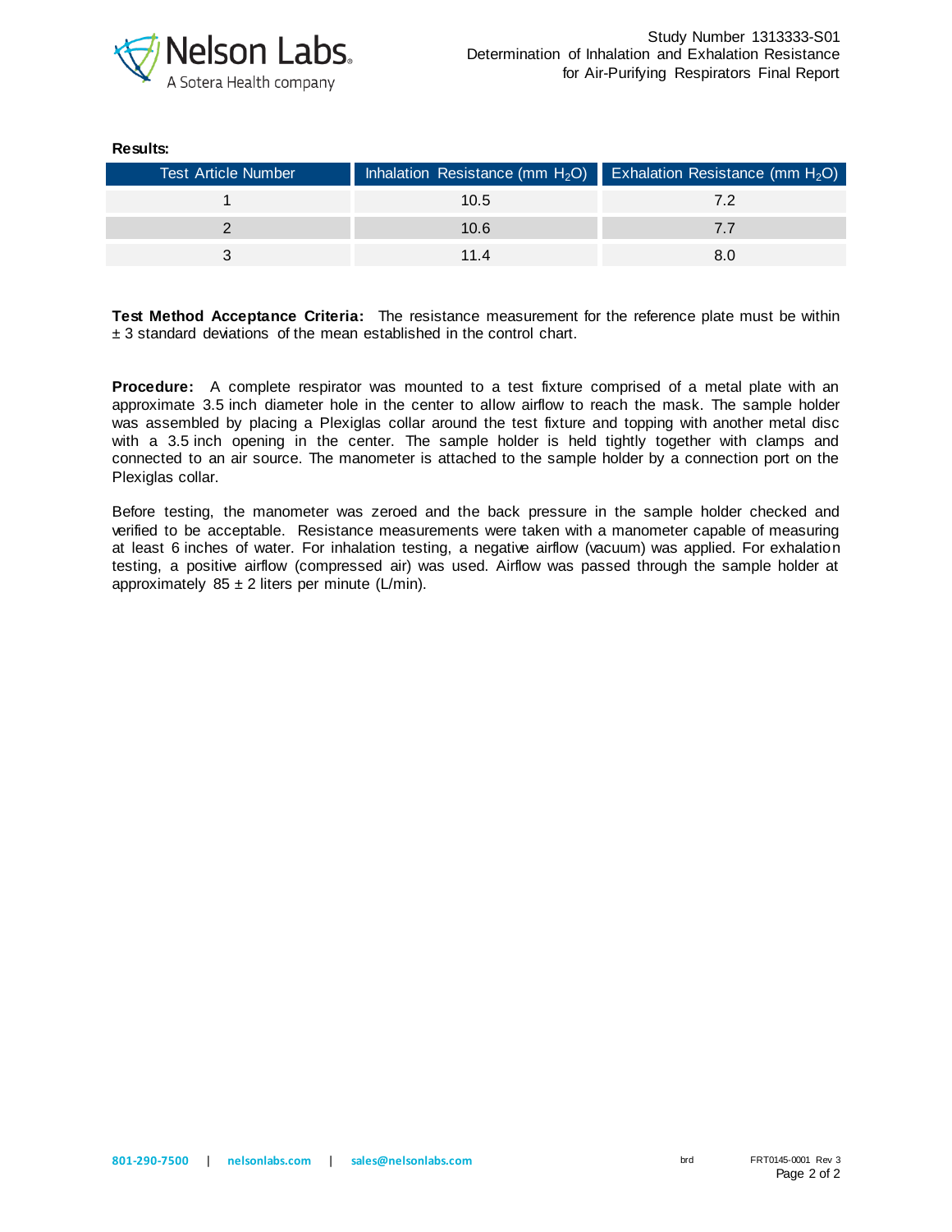**Results:**

| Test Article Number | Inhalation Resistance (mm $H_2O$) | Exhalation Resistance (mm $H_2O$) |
|---|---|---|
| 1 | 10.5 | 7.2 |
| 2 | 10.6 | 7.7 |
| 3 | 11.4 | 8.0 |

**Test Method Acceptance Criteria:** The resistance measurement for the reference plate must be within ± 3 standard deviations of the mean established in the control chart.

**Procedure:** A complete respirator was mounted to a test fixture comprised of a metal plate with an approximate 3.5 inch diameter hole in the center to allow airflow to reach the mask. The sample holder was assembled by placing a Plexiglas collar around the test fixture and topping with another metal disc with a 3.5 inch opening in the center. The sample holder is held tightly together with clamps and connected to an air source. The manometer is attached to the sample holder by a connection port on the Plexiglas collar.

Before testing, the manometer was zeroed and the back pressure in the sample holder checked and verified to be acceptable. Resistance measurements were taken with a manometer capable of measuring at least 6 inches of water. For inhalation testing, a negative airflow (vacuum) was applied. For exhalation testing, a positive airflow (compressed air) was used. Airflow was passed through the sample holder at approximately 85 ± 2 liters per minute (L/min).